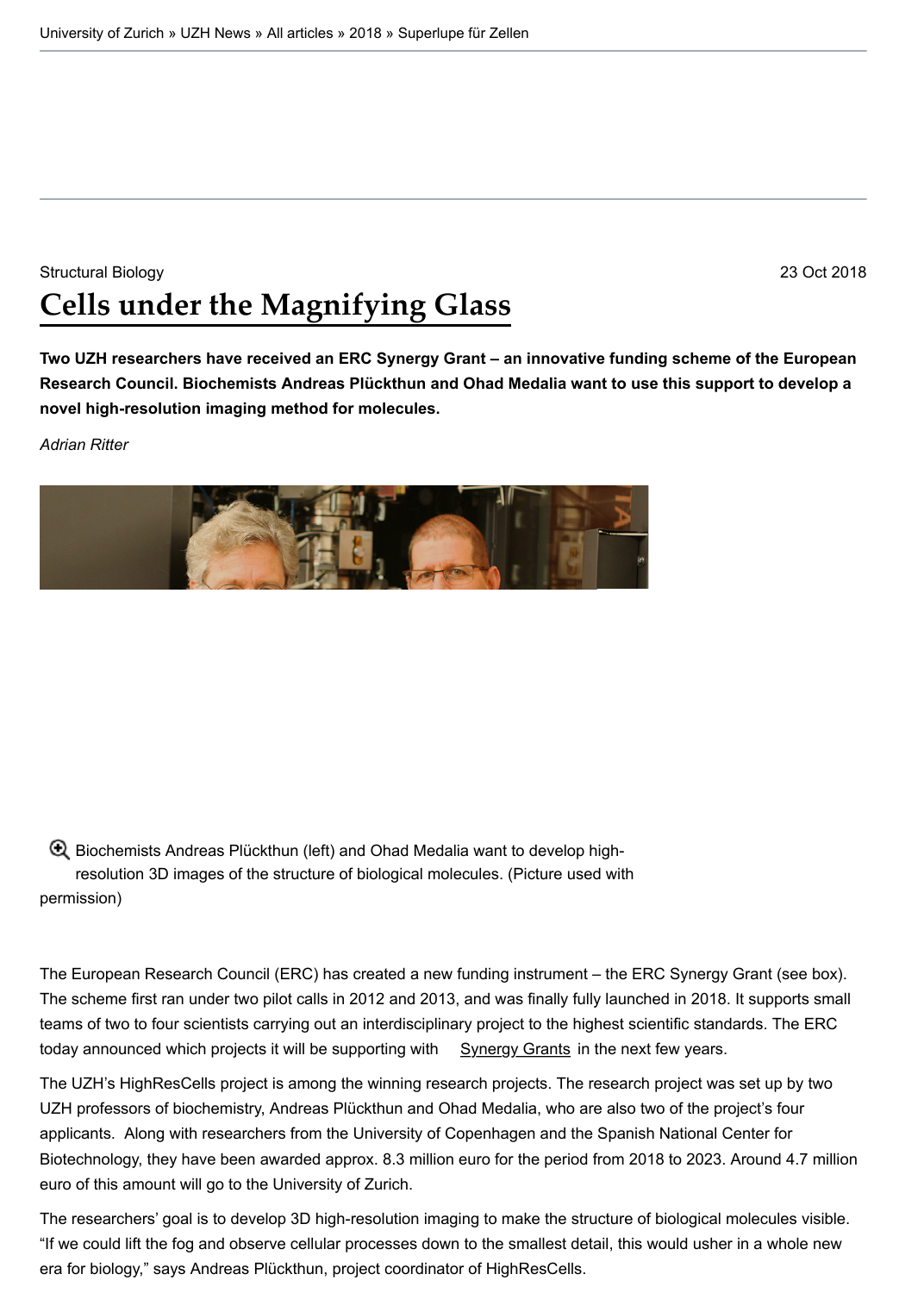University of Zurich » UZH News » All articles » 2018 » Superlupe für Zellen

Structural Biology

23 Oct 2018

# Cells under the Magnifying Glass

**Two UZH researchers have received an ERC Synergy Grant – an innovative funding scheme of the European Research Council. Biochemists Andreas Plückthun and Ohad Medalia want to use this support to develop a novel high-resolution imaging method for molecules.**

*Adrian Ritter*

Biochemists Andreas Plückthun (left) and Ohad Medalia want to develop high-resolution 3D images of the structure of biological molecules. (Picture used with permission)

The European Research Council (ERC) has created a new funding instrument – the ERC Synergy Grant (see box). The scheme first ran under two pilot calls in 2012 and 2013, and was finally fully launched in 2018. It supports small teams of two to four scientists carrying out an interdisciplinary project to the highest scientific standards. The ERC today announced which projects it will be supporting with Synergy Grants in the next few years.

The UZH's HighResCells project is among the winning research projects. The research project was set up by two UZH professors of biochemistry, Andreas Plückthun and Ohad Medalia, who are also two of the project's four applicants. Along with researchers from the University of Copenhagen and the Spanish National Center for Biotechnology, they have been awarded approx. 8.3 million euro for the period from 2018 to 2023. Around 4.7 million euro of this amount will go to the University of Zurich.

The researchers' goal is to develop 3D high-resolution imaging to make the structure of biological molecules visible. "If we could lift the fog and observe cellular processes down to the smallest detail, this would usher in a whole new era for biology," says Andreas Plückthun, project coordinator of HighResCells.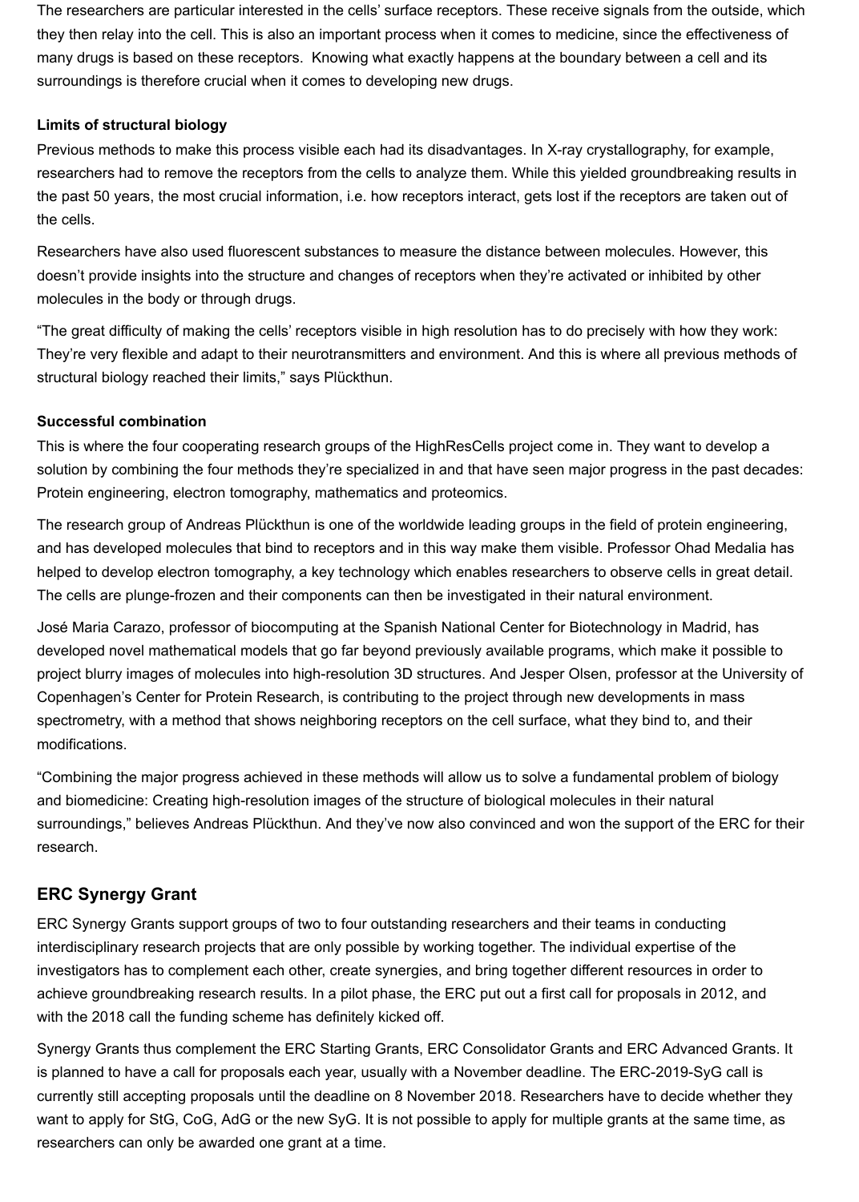The researchers are particular interested in the cells' surface receptors. These receive signals from the outside, which they then relay into the cell. This is also an important process when it comes to medicine, since the effectiveness of many drugs is based on these receptors.  Knowing what exactly happens at the boundary between a cell and its surroundings is therefore crucial when it comes to developing new drugs.

**Limits of structural biology**

Previous methods to make this process visible each had its disadvantages. In X-ray crystallography, for example, researchers had to remove the receptors from the cells to analyze them. While this yielded groundbreaking results in the past 50 years, the most crucial information, i.e. how receptors interact, gets lost if the receptors are taken out of the cells.

Researchers have also used fluorescent substances to measure the distance between molecules. However, this doesn't provide insights into the structure and changes of receptors when they're activated or inhibited by other molecules in the body or through drugs.

"The great difficulty of making the cells' receptors visible in high resolution has to do precisely with how they work: They're very flexible and adapt to their neurotransmitters and environment. And this is where all previous methods of structural biology reached their limits," says Plückthun.

**Successful combination**

This is where the four cooperating research groups of the HighResCells project come in. They want to develop a solution by combining the four methods they're specialized in and that have seen major progress in the past decades: Protein engineering, electron tomography, mathematics and proteomics.

The research group of Andreas Plückthun is one of the worldwide leading groups in the field of protein engineering, and has developed molecules that bind to receptors and in this way make them visible. Professor Ohad Medalia has helped to develop electron tomography, a key technology which enables researchers to observe cells in great detail. The cells are plunge-frozen and their components can then be investigated in their natural environment.

José Maria Carazo, professor of biocomputing at the Spanish National Center for Biotechnology in Madrid, has developed novel mathematical models that go far beyond previously available programs, which make it possible to project blurry images of molecules into high-resolution 3D structures. And Jesper Olsen, professor at the University of Copenhagen's Center for Protein Research, is contributing to the project through new developments in mass spectrometry, with a method that shows neighboring receptors on the cell surface, what they bind to, and their modifications.

"Combining the major progress achieved in these methods will allow us to solve a fundamental problem of biology and biomedicine: Creating high-resolution images of the structure of biological molecules in their natural surroundings," believes Andreas Plückthun. And they've now also convinced and won the support of the ERC for their research.

## ERC Synergy Grant

ERC Synergy Grants support groups of two to four outstanding researchers and their teams in conducting interdisciplinary research projects that are only possible by working together. The individual expertise of the investigators has to complement each other, create synergies, and bring together different resources in order to achieve groundbreaking research results. In a pilot phase, the ERC put out a first call for proposals in 2012, and with the 2018 call the funding scheme has definitely kicked off.

Synergy Grants thus complement the ERC Starting Grants, ERC Consolidator Grants and ERC Advanced Grants. It is planned to have a call for proposals each year, usually with a November deadline. The ERC-2019-SyG call is currently still accepting proposals until the deadline on 8 November 2018. Researchers have to decide whether they want to apply for StG, CoG, AdG or the new SyG. It is not possible to apply for multiple grants at the same time, as researchers can only be awarded one grant at a time.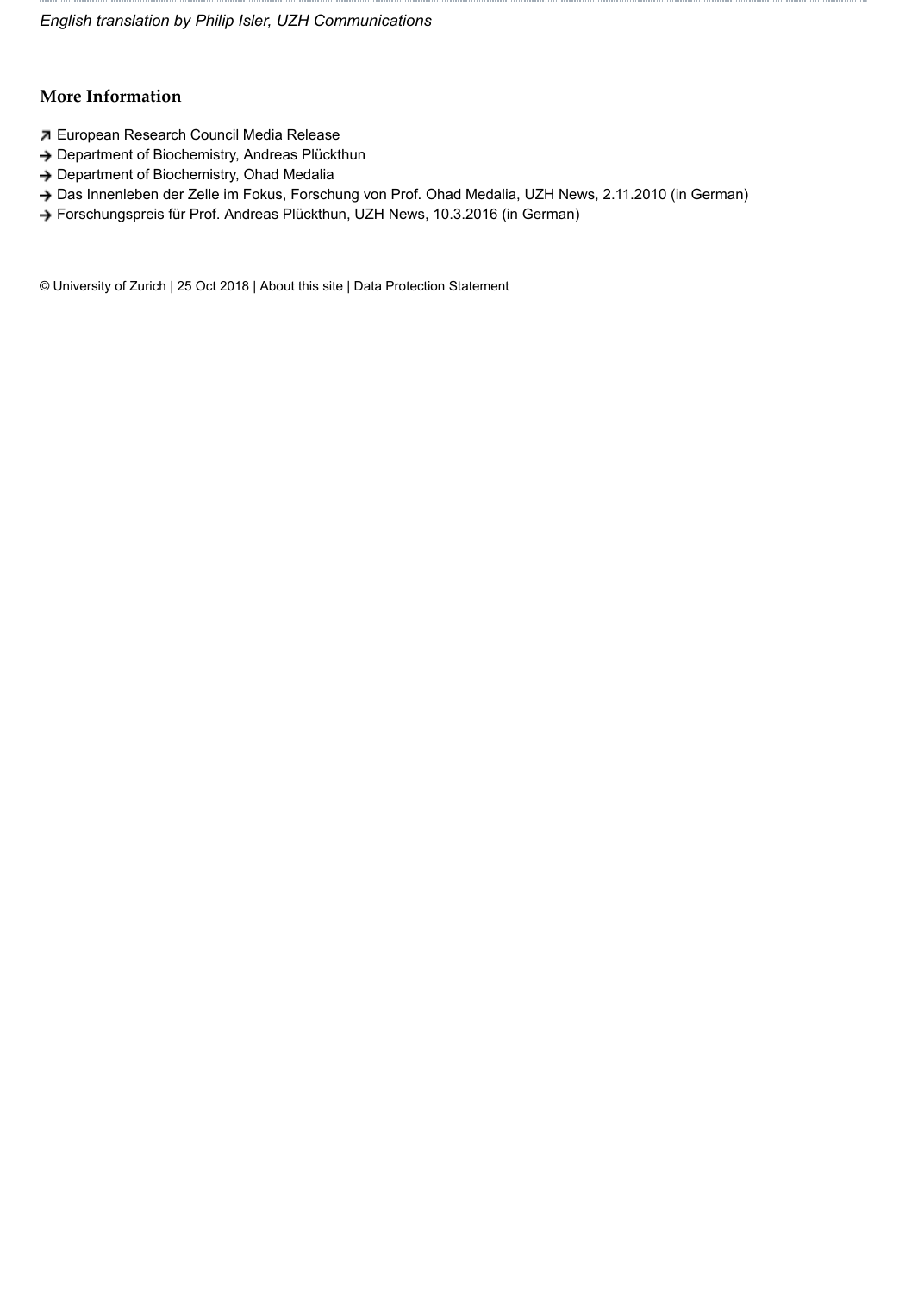*English translation by Philip Isler, UZH Communications*

## More Information

- European Research Council Media Release
- Department of Biochemistry, Andreas Plückthun
- Department of Biochemistry, Ohad Medalia
- Das Innenleben der Zelle im Fokus, Forschung von Prof. Ohad Medalia, UZH News, 2.11.2010 (in German)
- Forschungspreis für Prof. Andreas Plückthun, UZH News, 10.3.2016 (in German)

© University of Zurich | 25 Oct 2018 | About this site | Data Protection Statement